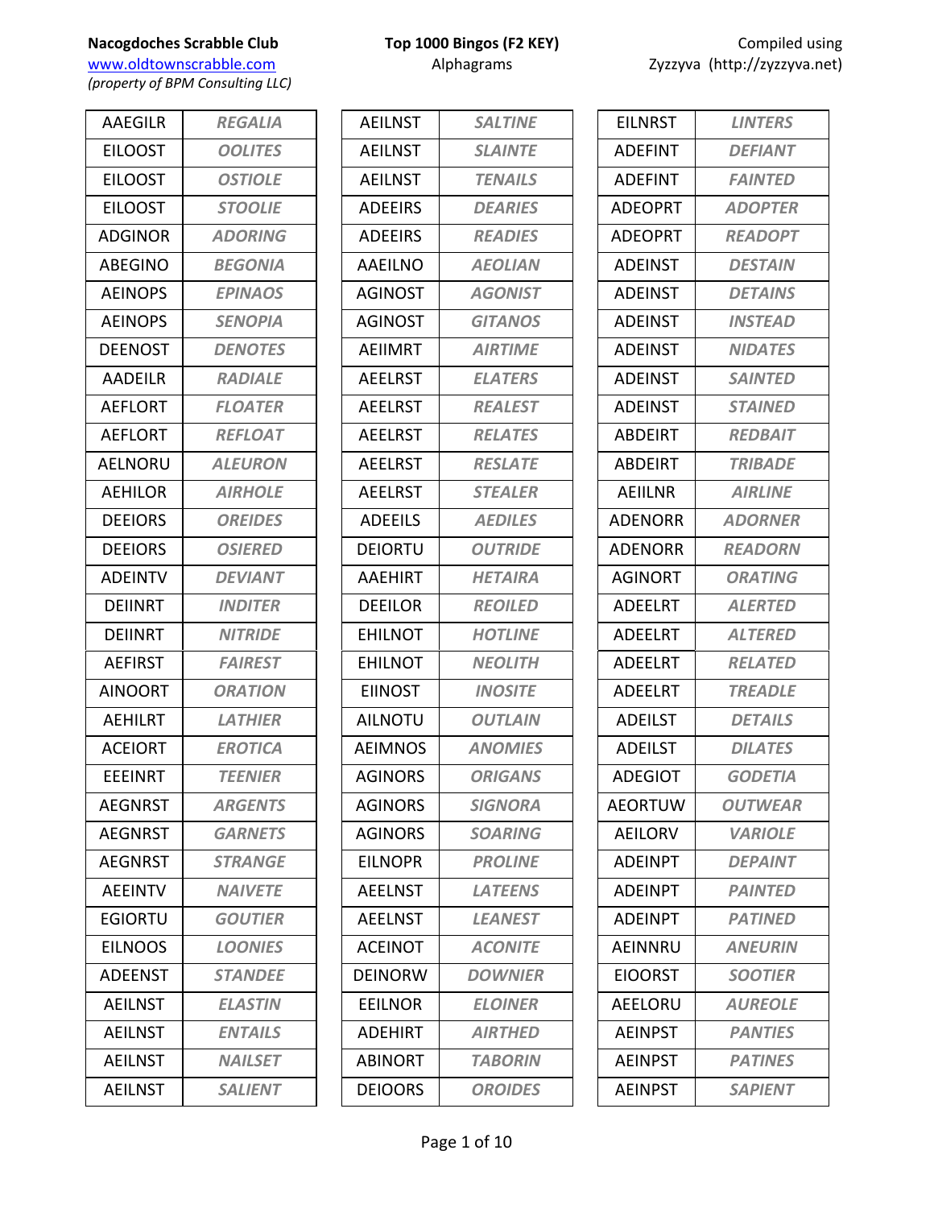**Nacogdoches Scrabble Club**
www.oldtownscrabble.com
*(property of BPM Consulting LLC)*

**Top 1000 Bingos (F2 KEY)**
Alphagrams

Compiled using
Zyzzyva (http://zyzzyva.net)

| Alphagram | Word |
|---|---|
| AAEGILR | ***REGALIA*** |
| EILOOST | ***OOLITES*** |
| EILOOST | ***OSTIOLE*** |
| EILOOST | ***STOOLIE*** |
| ADGINOR | ***ADORING*** |
| ABEGINO | ***BEGONIA*** |
| AEINOPS | ***EPINAOS*** |
| AEINOPS | ***SENOPIA*** |
| DEENOST | ***DENOTES*** |
| AADEILR | ***RADIALE*** |
| AEFLORT | ***FLOATER*** |
| AEFLORT | ***REFLOAT*** |
| AELNORU | ***ALEURON*** |
| AEHILOR | ***AIRHOLE*** |
| DEEIORS | ***OREIDES*** |
| DEEIORS | ***OSIERED*** |
| ADEINTV | ***DEVIANT*** |
| DEIINRT | ***INDITER*** |
| DEIINRT | ***NITRIDE*** |
| AEFIRST | ***FAIREST*** |
| AINOORT | ***ORATION*** |
| AEHILRT | ***LATHIER*** |
| ACEIORT | ***EROTICA*** |
| EEEINRT | ***TEENIER*** |
| AEGNRST | ***ARGENTS*** |
| AEGNRST | ***GARNETS*** |
| AEGNRST | ***STRANGE*** |
| AEEINTV | ***NAIVETE*** |
| EGIORTU | ***GOUTIER*** |
| EILNOOS | ***LOONIES*** |
| ADEENST | ***STANDEE*** |
| AEILNST | ***ELASTIN*** |
| AEILNST | ***ENTAILS*** |
| AEILNST | ***NAILSET*** |
| AEILNST | ***SALIENT*** |
| AEILNST | ***SALTINE*** |
| AEILNST | ***SLAINTE*** |
| AEILNST | ***TENAILS*** |
| ADEEIRS | ***DEARIES*** |
| ADEEIRS | ***READIES*** |
| AAEILNO | ***AEOLIAN*** |
| AGINOST | ***AGONIST*** |
| AGINOST | ***GITANOS*** |
| AEIIMRT | ***AIRTIME*** |
| AEELRST | ***ELATERS*** |
| AEELRST | ***REALEST*** |
| AEELRST | ***RELATES*** |
| AEELRST | ***RESLATE*** |
| AEELRST | ***STEALER*** |
| ADEEILS | ***AEDILES*** |
| DEIORTU | ***OUTRIDE*** |
| AAEHIRT | ***HETAIRA*** |
| DEEILOR | ***REOILED*** |
| EHILNOT | ***HOTLINE*** |
| EHILNOT | ***NEOLITH*** |
| EIINOST | ***INOSITE*** |
| AILNOTU | ***OUTLAIN*** |
| AEIMNOS | ***ANOMIES*** |
| AGINORS | ***ORIGANS*** |
| AGINORS | ***SIGNORA*** |
| AGINORS | ***SOARING*** |
| EILNOPR | ***PROLINE*** |
| AEELNST | ***LATEENS*** |
| AEELNST | ***LEANEST*** |
| ACEINOT | ***ACONITE*** |
| DEINORW | ***DOWNIER*** |
| EEILNOR | ***ELOINER*** |
| ADEHIRT | ***AIRTHED*** |
| ABINORT | ***TABORIN*** |
| DEIOORS | ***OROIDES*** |
| EILNRST | ***LINTERS*** |
| ADEFINT | ***DEFIANT*** |
| ADEFINT | ***FAINTED*** |
| ADEOPRT | ***ADOPTER*** |
| ADEOPRT | ***READOPT*** |
| ADEINST | ***DESTAIN*** |
| ADEINST | ***DETAINS*** |
| ADEINST | ***INSTEAD*** |
| ADEINST | ***NIDATES*** |
| ADEINST | ***SAINTED*** |
| ADEINST | ***STAINED*** |
| ABDEIRT | ***REDBAIT*** |
| ABDEIRT | ***TRIBADE*** |
| AEIILNR | ***AIRLINE*** |
| ADENORR | ***ADORNER*** |
| ADENORR | ***READORN*** |
| AGINORT | ***ORATING*** |
| ADEELRT | ***ALERTED*** |
| ADEELRT | ***ALTERED*** |
| ADEELRT | ***RELATED*** |
| ADEELRT | ***TREADLE*** |
| ADEILST | ***DETAILS*** |
| ADEILST | ***DILATES*** |
| ADEGIOT | ***GODETIA*** |
| AEORTUW | ***OUTWEAR*** |
| AEILORV | ***VARIOLE*** |
| ADEINPT | ***DEPAINT*** |
| ADEINPT | ***PAINTED*** |
| ADEINPT | ***PATINED*** |
| AEINNRU | ***ANEURIN*** |
| EIOORST | ***SOOTIER*** |
| AEELORU | ***AUREOLE*** |
| AEINPST | ***PANTIES*** |
| AEINPST | ***PATINES*** |
| AEINPST | ***SAPIENT*** |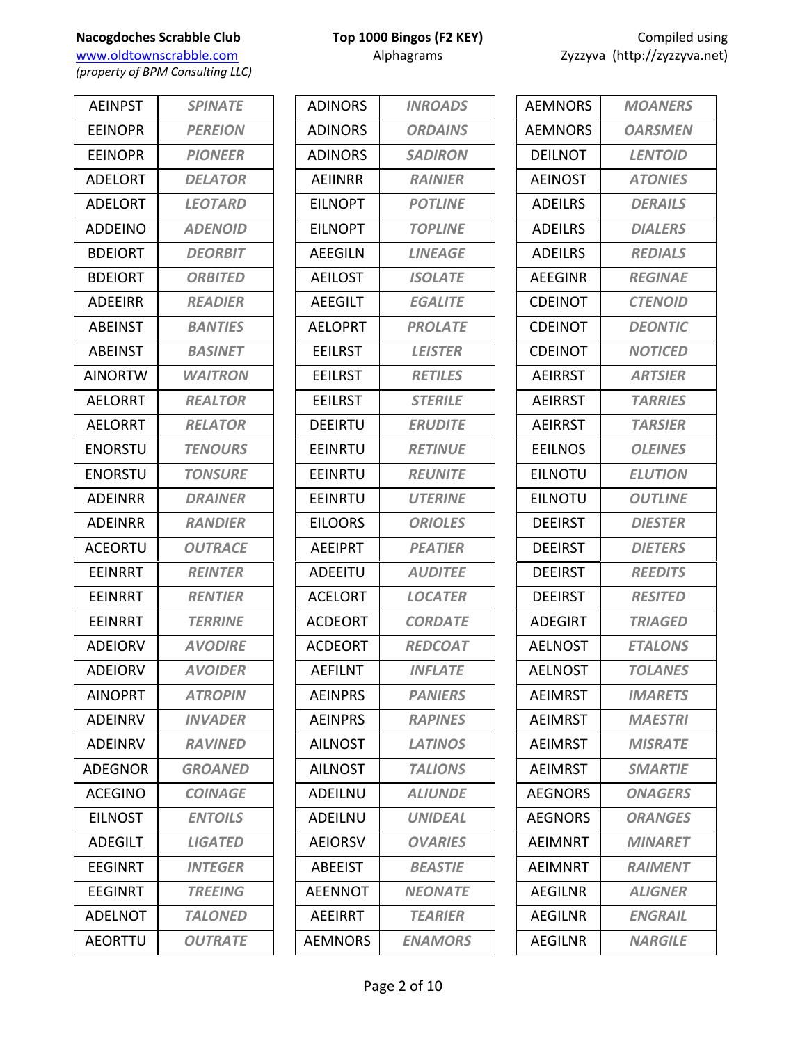**Nacogdoches Scrabble Club**
www.oldtownscrabble.com
*(property of BPM Consulting LLC)*

**Top 1000 Bingos (F2 KEY)**
Alphagrams

Compiled using
Zyzzyva (http://zyzzyva.net)

| Alphagram | Word |
|---|---|
| AEINPST | *SPINATE* |
| EEINOPR | *PEREION* |
| EEINOPR | *PIONEER* |
| ADELORT | *DELATOR* |
| ADELORT | *LEOTARD* |
| ADDEINO | *ADENOID* |
| BDEIORT | *DEORBIT* |
| BDEIORT | *ORBITED* |
| ADEEIRR | *READIER* |
| ABEINST | *BANTIES* |
| ABEINST | *BASINET* |
| AINORTW | *WAITRON* |
| AELORRT | *REALTOR* |
| AELORRT | *RELATOR* |
| ENORSTU | *TENOURS* |
| ENORSTU | *TONSURE* |
| ADEINRR | *DRAINER* |
| ADEINRR | *RANDIER* |
| ACEORTU | *OUTRACE* |
| EEINRRT | *REINTER* |
| EEINRRT | *RENTIER* |
| EEINRRT | *TERRINE* |
| ADEIORV | *AVODIRE* |
| ADEIORV | *AVOIDER* |
| AINOPRT | *ATROPIN* |
| ADEINRV | *INVADER* |
| ADEINRV | *RAVINED* |
| ADEGNOR | *GROANED* |
| ACEGINO | *COINAGE* |
| EILNOST | *ENTOILS* |
| ADEGILT | *LIGATED* |
| EEGINRT | *INTEGER* |
| EEGINRT | *TREEING* |
| ADELNOT | *TALONED* |
| AEORTTU | *OUTRATE* |
| ADINORS | *INROADS* |
| ADINORS | *ORDAINS* |
| ADINORS | *SADIRON* |
| AEIINRR | *RAINIER* |
| EILNOPT | *POTLINE* |
| EILNOPT | *TOPLINE* |
| AEEGILN | *LINEAGE* |
| AEILOST | *ISOLATE* |
| AEEGILT | *EGALITE* |
| AELOPRT | *PROLATE* |
| EEILRST | *LEISTER* |
| EEILRST | *RETILES* |
| EEILRST | *STERILE* |
| DEEIRTU | *ERUDITE* |
| EEINRTU | *RETINUE* |
| EEINRTU | *REUNITE* |
| EEINRTU | *UTERINE* |
| EILOORS | *ORIOLES* |
| AEEIPRT | *PEATIER* |
| ADEEITU | *AUDITEE* |
| ACELORT | *LOCATER* |
| ACDEORT | *CORDATE* |
| ACDEORT | *REDCOAT* |
| AEFILNT | *INFLATE* |
| AEINPRS | *PANIERS* |
| AEINPRS | *RAPINES* |
| AILNOST | *LATINOS* |
| AILNOST | *TALIONS* |
| ADEILNU | *ALIUNDE* |
| ADEILNU | *UNIDEAL* |
| AEIORSV | *OVARIES* |
| ABEEIST | *BEASTIE* |
| AEENNOT | *NEONATE* |
| AEEIRRT | *TEARIER* |
| AEMNORS | *ENAMORS* |
| AEMNORS | *MOANERS* |
| AEMNORS | *OARSMEN* |
| DEILNOT | *LENTOID* |
| AEINOST | *ATONIES* |
| ADEILRS | *DERAILS* |
| ADEILRS | *DIALERS* |
| ADEILRS | *REDIALS* |
| AEEGINR | *REGINAE* |
| CDEINOT | *CTENOID* |
| CDEINOT | *DEONTIC* |
| CDEINOT | *NOTICED* |
| AEIRRST | *ARTSIER* |
| AEIRRST | *TARRIES* |
| AEIRRST | *TARSIER* |
| EEILNOS | *OLEINES* |
| EILNOTU | *ELUTION* |
| EILNOTU | *OUTLINE* |
| DEEIRST | *DIESTER* |
| DEEIRST | *DIETERS* |
| DEEIRST | *REEDITS* |
| DEEIRST | *RESITED* |
| ADEGIRT | *TRIAGED* |
| AELNOST | *ETALONS* |
| AELNOST | *TOLANES* |
| AEIMRST | *IMARETS* |
| AEIMRST | *MAESTRI* |
| AEIMRST | *MISRATE* |
| AEIMRST | *SMARTIE* |
| AEGNORS | *ONAGERS* |
| AEGNORS | *ORANGES* |
| AEIMNRT | *MINARET* |
| AEIMNRT | *RAIMENT* |
| AEGILNR | *ALIGNER* |
| AEGILNR | *ENGRAIL* |
| AEGILNR | *NARGILE* |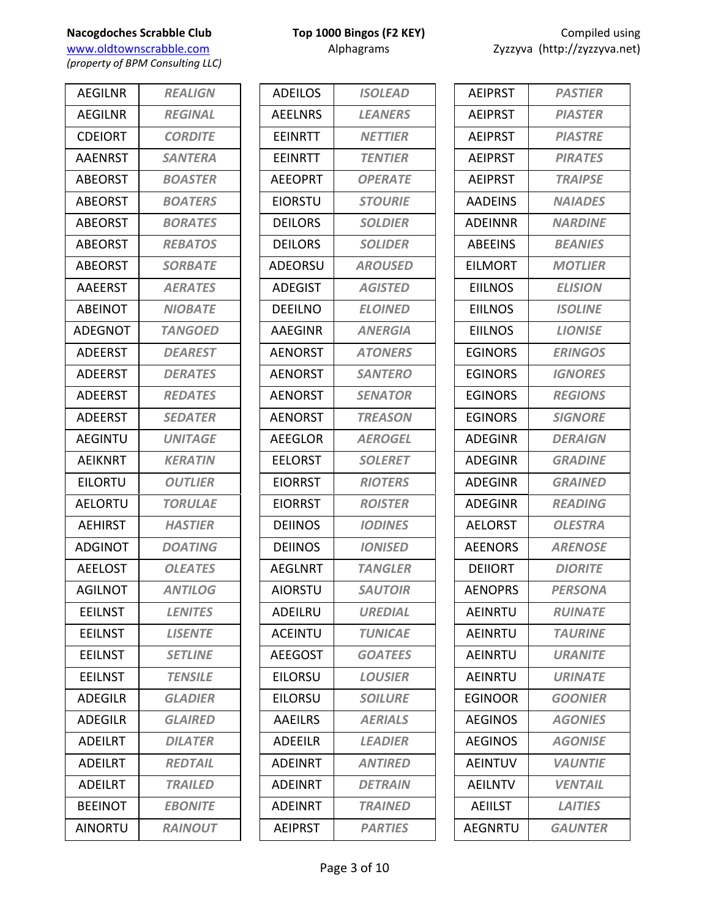**Nacogdoches Scrabble Club**
www.oldtownscrabble.com
*(property of BPM Consulting LLC)*

**Top 1000 Bingos (F2 KEY)**
Alphagrams

Compiled using
Zyzzyva (http://zyzzyva.net)

| Alphagram | Word |
|---|---|
| AEGILNR | ***REALIGN*** |
| AEGILNR | ***REGINAL*** |
| CDEIORT | ***CORDITE*** |
| AAENRST | ***SANTERA*** |
| ABEORST | ***BOASTER*** |
| ABEORST | ***BOATERS*** |
| ABEORST | ***BORATES*** |
| ABEORST | ***REBATOS*** |
| ABEORST | ***SORBATE*** |
| AAEERST | ***AERATES*** |
| ABEINOT | ***NIOBATE*** |
| ADEGNOT | ***TANGOED*** |
| ADEERST | ***DEAREST*** |
| ADEERST | ***DERATES*** |
| ADEERST | ***REDATES*** |
| ADEERST | ***SEDATER*** |
| AEGINTU | ***UNITAGE*** |
| AEIKNRT | ***KERATIN*** |
| EILORTU | ***OUTLIER*** |
| AELORTU | ***TORULAE*** |
| AEHIRST | ***HASTIER*** |
| ADGINOT | ***DOATING*** |
| AEELOST | ***OLEATES*** |
| AGILNOT | ***ANTILOG*** |
| EEILNST | ***LENITES*** |
| EEILNST | ***LISENTE*** |
| EEILNST | ***SETLINE*** |
| EEILNST | ***TENSILE*** |
| ADEGILR | ***GLADIER*** |
| ADEGILR | ***GLAIRED*** |
| ADEILRT | ***DILATER*** |
| ADEILRT | ***REDTAIL*** |
| ADEILRT | ***TRAILED*** |
| BEEINOT | ***EBONITE*** |
| AINORTU | ***RAINOUT*** |
| ADEILOS | ***ISOLEAD*** |
| AEELNRS | ***LEANERS*** |
| EEINRTT | ***NETTIER*** |
| EEINRTT | ***TENTIER*** |
| AEEOPRT | ***OPERATE*** |
| EIORSTU | ***STOURIE*** |
| DEILORS | ***SOLDIER*** |
| DEILORS | ***SOLIDER*** |
| ADEORSU | ***AROUSED*** |
| ADEGIST | ***AGISTED*** |
| DEEILNO | ***ELOINED*** |
| AAEGINR | ***ANERGIA*** |
| AENORST | ***ATONERS*** |
| AENORST | ***SANTERO*** |
| AENORST | ***SENATOR*** |
| AENORST | ***TREASON*** |
| AEEGLOR | ***AEROGEL*** |
| EELORST | ***SOLERET*** |
| EIORRST | ***RIOTERS*** |
| EIORRST | ***ROISTER*** |
| DEIINOS | ***IODINES*** |
| DEIINOS | ***IONISED*** |
| AEGLNRT | ***TANGLER*** |
| AIORSTU | ***SAUTOIR*** |
| ADEILRU | ***UREDIAL*** |
| ACEINTU | ***TUNICAE*** |
| AEEGOST | ***GOATEES*** |
| EILORSU | ***LOUSIER*** |
| EILORSU | ***SOILURE*** |
| AAEILRS | ***AERIALS*** |
| ADEEILR | ***LEADIER*** |
| ADEINRT | ***ANTIRED*** |
| ADEINRT | ***DETRAIN*** |
| ADEINRT | ***TRAINED*** |
| AEIPRST | ***PARTIES*** |
| AEIPRST | ***PASTIER*** |
| AEIPRST | ***PIASTER*** |
| AEIPRST | ***PIASTRE*** |
| AEIPRST | ***PIRATES*** |
| AEIPRST | ***TRAIPSE*** |
| AADEINS | ***NAIADES*** |
| ADEINNR | ***NARDINE*** |
| ABEEINS | ***BEANIES*** |
| EILMORT | ***MOTLIER*** |
| EIILNOS | ***ELISION*** |
| EIILNOS | ***ISOLINE*** |
| EIILNOS | ***LIONISE*** |
| EGINORS | ***ERINGOS*** |
| EGINORS | ***IGNORES*** |
| EGINORS | ***REGIONS*** |
| EGINORS | ***SIGNORE*** |
| ADEGINR | ***DERAIGN*** |
| ADEGINR | ***GRADINE*** |
| ADEGINR | ***GRAINED*** |
| ADEGINR | ***READING*** |
| AELORST | ***OLESTRA*** |
| AEENORS | ***ARENOSE*** |
| DEIIORT | ***DIORITE*** |
| AENOPRS | ***PERSONA*** |
| AEINRTU | ***RUINATE*** |
| AEINRTU | ***TAURINE*** |
| AEINRTU | ***URANITE*** |
| AEINRTU | ***URINATE*** |
| EGINOOR | ***GOONIER*** |
| AEGINOS | ***AGONIES*** |
| AEGINOS | ***AGONISE*** |
| AEINTUV | ***VAUNTIE*** |
| AEILNTV | ***VENTAIL*** |
| AEIILST | ***LAITIES*** |
| AEGNRTU | ***GAUNTER*** |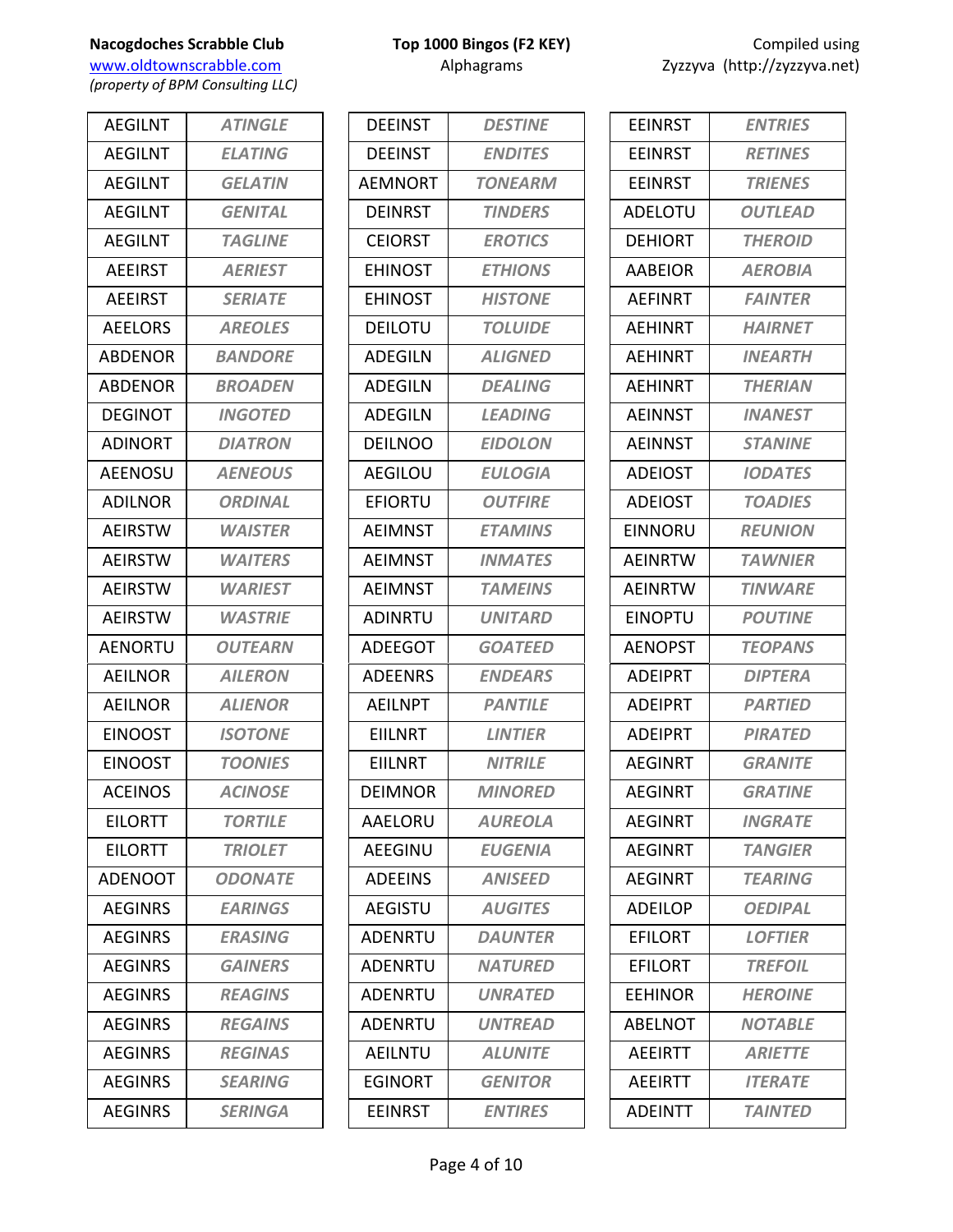**Nacogdoches Scrabble Club**
www.oldtownscrabble.com
*(property of BPM Consulting LLC)*

**Top 1000 Bingos (F2 KEY)**
Alphagrams

Compiled using
Zyzzyva (http://zyzzyva.net)

| Alphagram | Word |
|---|---|
| AEGILNT | *ATINGLE* |
| AEGILNT | *ELATING* |
| AEGILNT | *GELATIN* |
| AEGILNT | *GENITAL* |
| AEGILNT | *TAGLINE* |
| AEEIRST | *AERIEST* |
| AEEIRST | *SERIATE* |
| AEELORS | *AREOLES* |
| ABDENOR | *BANDORE* |
| ABDENOR | *BROADEN* |
| DEGINOT | *INGOTED* |
| ADINORT | *DIATRON* |
| AEENOSU | *AENEOUS* |
| ADILNOR | *ORDINAL* |
| AEIRSTW | *WAISTER* |
| AEIRSTW | *WAITERS* |
| AEIRSTW | *WARIEST* |
| AEIRSTW | *WASTRIE* |
| AENORTU | *OUTEARN* |
| AEILNOR | *AILERON* |
| AEILNOR | *ALIENOR* |
| EINOOST | *ISOTONE* |
| EINOOST | *TOONIES* |
| ACEINOS | *ACINOSE* |
| EILORTT | *TORTILE* |
| EILORTT | *TRIOLET* |
| ADENOOT | *ODONATE* |
| AEGINRS | *EARINGS* |
| AEGINRS | *ERASING* |
| AEGINRS | *GAINERS* |
| AEGINRS | *REAGINS* |
| AEGINRS | *REGAINS* |
| AEGINRS | *REGINAS* |
| AEGINRS | *SEARING* |
| AEGINRS | *SERINGA* |

| Alphagram | Word |
|---|---|
| DEEINST | *DESTINE* |
| DEEINST | *ENDITES* |
| AEMNORT | *TONEARM* |
| DEINRST | *TINDERS* |
| CEIORST | *EROTICS* |
| EHINOST | *ETHIONS* |
| EHINOST | *HISTONE* |
| DEILOTU | *TOLUIDE* |
| ADEGILN | *ALIGNED* |
| ADEGILN | *DEALING* |
| ADEGILN | *LEADING* |
| DEILNOO | *EIDOLON* |
| AEGILOU | *EULOGIA* |
| EFIORTU | *OUTFIRE* |
| AEIMNST | *ETAMINS* |
| AEIMNST | *INMATES* |
| AEIMNST | *TAMEINS* |
| ADINRTU | *UNITARD* |
| ADEEGOT | *GOATEED* |
| ADEENRS | *ENDEARS* |
| AEILNPT | *PANTILE* |
| EIILNRT | *LINTIER* |
| EIILNRT | *NITRILE* |
| DEIMNOR | *MINORED* |
| AAELORU | *AUREOLA* |
| AEEGINU | *EUGENIA* |
| ADEEINS | *ANISEED* |
| AEGISTU | *AUGITES* |
| ADENRTU | *DAUNTER* |
| ADENRTU | *NATURED* |
| ADENRTU | *UNRATED* |
| ADENRTU | *UNTREAD* |
| AEILNTU | *ALUNITE* |
| EGINORT | *GENITOR* |
| EEINRST | *ENTIRES* |

| Alphagram | Word |
|---|---|
| EEINRST | *ENTRIES* |
| EEINRST | *RETINES* |
| EEINRST | *TRIENES* |
| ADELOTU | *OUTLEAD* |
| DEHIORT | *THEROID* |
| AABEIOR | *AEROBIA* |
| AEFINRT | *FAINTER* |
| AEHINRT | *HAIRNET* |
| AEHINRT | *INEARTH* |
| AEHINRT | *THERIAN* |
| AEINNST | *INANEST* |
| AEINNST | *STANINE* |
| ADEIOST | *IODATES* |
| ADEIOST | *TOADIES* |
| EINNORU | *REUNION* |
| AEINRTW | *TAWNIER* |
| AEINRTW | *TINWARE* |
| EINOPTU | *POUTINE* |
| AENOPST | *TEOPANS* |
| ADEIPRT | *DIPTERA* |
| ADEIPRT | *PARTIED* |
| ADEIPRT | *PIRATED* |
| AEGINRT | *GRANITE* |
| AEGINRT | *GRATINE* |
| AEGINRT | *INGRATE* |
| AEGINRT | *TANGIER* |
| AEGINRT | *TEARING* |
| ADEILOP | *OEDIPAL* |
| EFILORT | *LOFTIER* |
| EFILORT | *TREFOIL* |
| EEHINOR | *HEROINE* |
| ABELNOT | *NOTABLE* |
| AEEIRTT | *ARIETTE* |
| AEEIRTT | *ITERATE* |
| ADEINTT | *TAINTED* |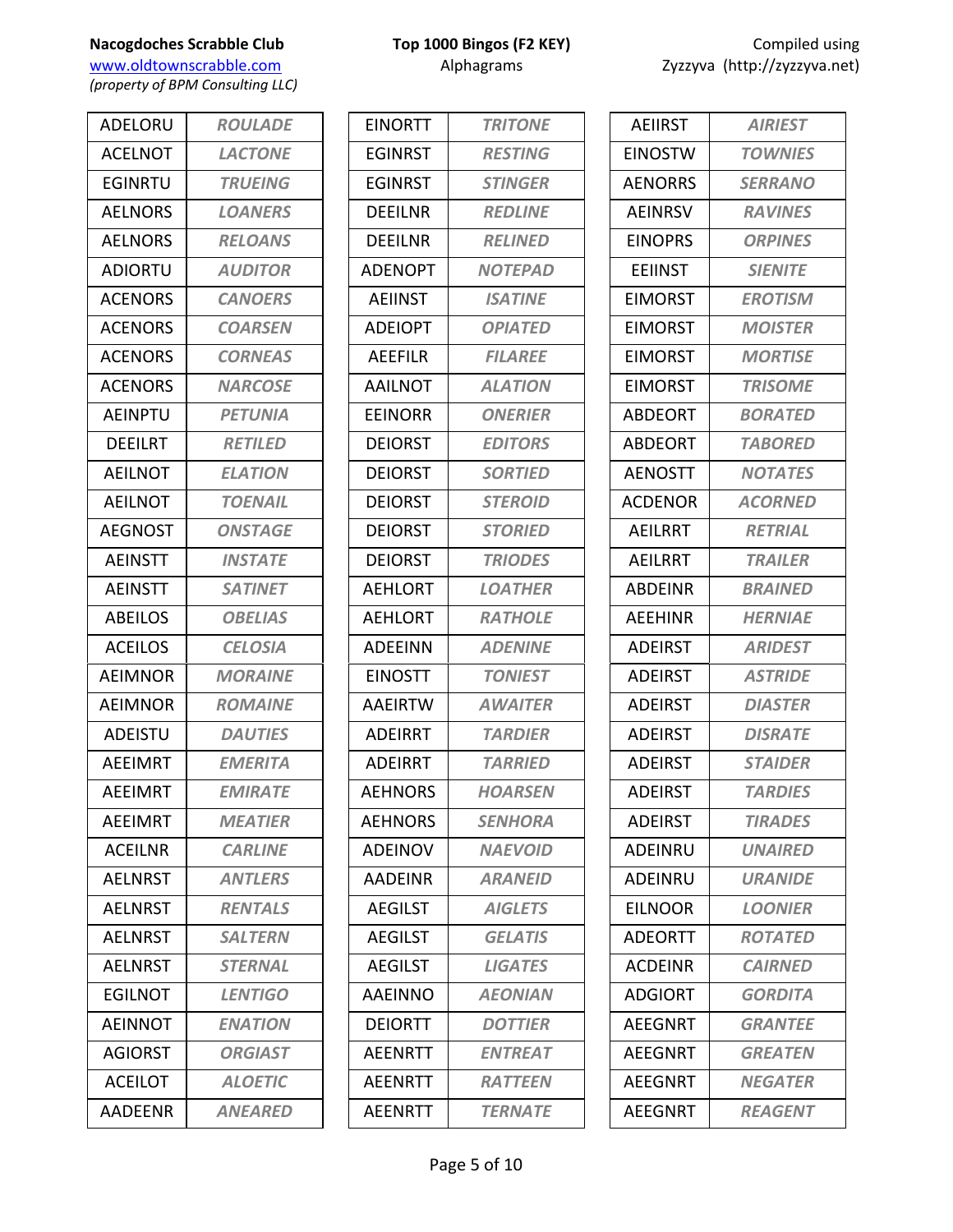**Nacogdoches Scrabble Club**
www.oldtownscrabble.com
*(property of BPM Consulting LLC)*

**Top 1000 Bingos (F2 KEY)**
Alphagrams

Compiled using Zyzzyva (http://zyzzyva.net)

| | |
|---|---|
| ADELORU | ***ROULADE*** |
| ACELNOT | ***LACTONE*** |
| EGINRTU | ***TRUEING*** |
| AELNORS | ***LOANERS*** |
| AELNORS | ***RELOANS*** |
| ADIORTU | ***AUDITOR*** |
| ACENORS | ***CANOERS*** |
| ACENORS | ***COARSEN*** |
| ACENORS | ***CORNEAS*** |
| ACENORS | ***NARCOSE*** |
| AEINPTU | ***PETUNIA*** |
| DEEILRT | ***RETILED*** |
| AEILNOT | ***ELATION*** |
| AEILNOT | ***TOENAIL*** |
| AEGNOST | ***ONSTAGE*** |
| AEINSTT | ***INSTATE*** |
| AEINSTT | ***SATINET*** |
| ABEILOS | ***OBELIAS*** |
| ACEILOS | ***CELOSIA*** |
| AEIMNOR | ***MORAINE*** |
| AEIMNOR | ***ROMAINE*** |
| ADEISTU | ***DAUTIES*** |
| AEEIMRT | ***EMERITA*** |
| AEEIMRT | ***EMIRATE*** |
| AEEIMRT | ***MEATIER*** |
| ACEILNR | ***CARLINE*** |
| AELNRST | ***ANTLERS*** |
| AELNRST | ***RENTALS*** |
| AELNRST | ***SALTERN*** |
| AELNRST | ***STERNAL*** |
| EGILNOT | ***LENTIGO*** |
| AEINNOT | ***ENATION*** |
| AGIORST | ***ORGIAST*** |
| ACEILOT | ***ALOETIC*** |
| AADEENR | ***ANEARED*** |

| | |
|---|---|
| EINORTT | ***TRITONE*** |
| EGINRST | ***RESTING*** |
| EGINRST | ***STINGER*** |
| DEEILNR | ***REDLINE*** |
| DEEILNR | ***RELINED*** |
| ADENOPT | ***NOTEPAD*** |
| AEIINST | ***ISATINE*** |
| ADEIOPT | ***OPIATED*** |
| AEEFILR | ***FILAREE*** |
| AAILNOT | ***ALATION*** |
| EEINORR | ***ONERIER*** |
| DEIORST | ***EDITORS*** |
| DEIORST | ***SORTIED*** |
| DEIORST | ***STEROID*** |
| DEIORST | ***STORIED*** |
| DEIORST | ***TRIODES*** |
| AEHLORT | ***LOATHER*** |
| AEHLORT | ***RATHOLE*** |
| ADEEINN | ***ADENINE*** |
| EINOSTT | ***TONIEST*** |
| AAEIRTW | ***AWAITER*** |
| ADEIRRT | ***TARDIER*** |
| ADEIRRT | ***TARRIED*** |
| AEHNORS | ***HOARSEN*** |
| AEHNORS | ***SENHORA*** |
| ADEINOV | ***NAEVOID*** |
| AADEINR | ***ARANEID*** |
| AEGILST | ***AIGLETS*** |
| AEGILST | ***GELATIS*** |
| AEGILST | ***LIGATES*** |
| AAEINNO | ***AEONIAN*** |
| DEIORTT | ***DOTTIER*** |
| AEENRTT | ***ENTREAT*** |
| AEENRTT | ***RATTEEN*** |
| AEENRTT | ***TERNATE*** |

| | |
|---|---|
| AEIIRST | ***AIRIEST*** |
| EINOSTW | ***TOWNIES*** |
| AENORRS | ***SERRANO*** |
| AEINRSV | ***RAVINES*** |
| EINOPRS | ***ORPINES*** |
| EEIINST | ***SIENITE*** |
| EIMORST | ***EROTISM*** |
| EIMORST | ***MOISTER*** |
| EIMORST | ***MORTISE*** |
| EIMORST | ***TRISOME*** |
| ABDEORT | ***BORATED*** |
| ABDEORT | ***TABORED*** |
| AENOSTT | ***NOTATES*** |
| ACDENOR | ***ACORNED*** |
| AEILRRT | ***RETRIAL*** |
| AEILRRT | ***TRAILER*** |
| ABDEINR | ***BRAINED*** |
| AEEHINR | ***HERNIAE*** |
| ADEIRST | ***ARIDEST*** |
| ADEIRST | ***ASTRIDE*** |
| ADEIRST | ***DIASTER*** |
| ADEIRST | ***DISRATE*** |
| ADEIRST | ***STAIDER*** |
| ADEIRST | ***TARDIES*** |
| ADEIRST | ***TIRADES*** |
| ADEINRU | ***UNAIRED*** |
| ADEINRU | ***URANIDE*** |
| EILNOOR | ***LOONIER*** |
| ADEORTT | ***ROTATED*** |
| ACDEINR | ***CAIRNED*** |
| ADGIORT | ***GORDITA*** |
| AEEGNRT | ***GRANTEE*** |
| AEEGNRT | ***GREATEN*** |
| AEEGNRT | ***NEGATER*** |
| AEEGNRT | ***REAGENT*** |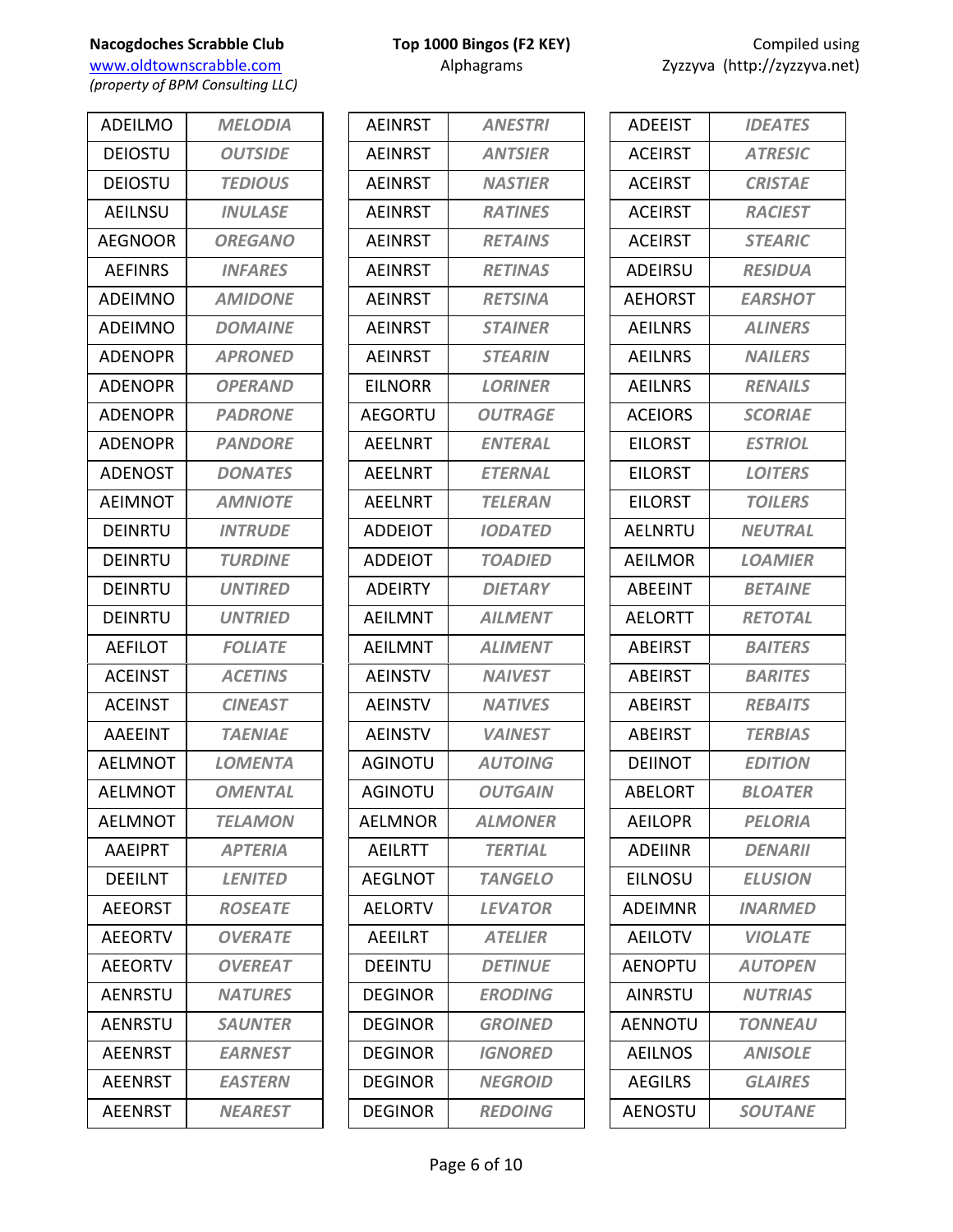**Nacogdoches Scrabble Club**
www.oldtownscrabble.com
*(property of BPM Consulting LLC)*

**Top 1000 Bingos (F2 KEY)**
Alphagrams

Compiled using
Zyzzyva (http://zyzzyva.net)

| Alphagram | Word |
|---|---|
| ADEILMO | *MELODIA* |
| DEIOSTU | *OUTSIDE* |
| DEIOSTU | *TEDIOUS* |
| AEILNSU | *INULASE* |
| AEGNOOR | *OREGANO* |
| AEFINRS | *INFARES* |
| ADEIMNO | *AMIDONE* |
| ADEIMNO | *DOMAINE* |
| ADENOPR | *APRONED* |
| ADENOPR | *OPERAND* |
| ADENOPR | *PADRONE* |
| ADENOPR | *PANDORE* |
| ADENOST | *DONATES* |
| AEIMNOT | *AMNIOTE* |
| DEINRTU | *INTRUDE* |
| DEINRTU | *TURDINE* |
| DEINRTU | *UNTIDER* |
| DEINRTU | *UNTRIED* |
| AEFILOT | *FOLIATE* |
| ACEINST | *ACETINS* |
| ACEINST | *CINEAST* |
| AAEEINT | *TAENIAE* |
| AELMNOT | *LOMENTA* |
| AELMNOT | *OMENTAL* |
| AELMNOT | *TELAMON* |
| AAEIPRT | *APTERIA* |
| DEEILNT | *LENITED* |
| AEEORST | *ROSEATE* |
| AEEORTV | *OVERATE* |
| AEEORTV | *OVEREAT* |
| AENRSTU | *NATURES* |
| AENRSTU | *SAUNTER* |
| AEENRST | *EARNEST* |
| AEENRST | *EASTERN* |
| AEENRST | *NEAREST* |
| AEINRST | *ANESTRI* |
| AEINRST | *ANTSIER* |
| AEINRST | *NASTIER* |
| AEINRST | *RATINES* |
| AEINRST | *RETAINS* |
| AEINRST | *RETINAS* |
| AEINRST | *RETSINA* |
| AEINRST | *STAINER* |
| AEINRST | *STEARIN* |
| EILNORR | *LORINER* |
| AEGORTU | *OUTRAGE* |
| AEELNRT | *ENTERAL* |
| AEELNRT | *ETERNAL* |
| AEELNRT | *TELERAN* |
| ADDEIOT | *IODATED* |
| ADDEIOT | *TOADIED* |
| ADEIRTY | *DIETARY* |
| AEILMNT | *AILMENT* |
| AEILMNT | *ALIMENT* |
| AEINSTV | *NAIVEST* |
| AEINSTV | *NATIVES* |
| AEINSTV | *VAINEST* |
| AGINOTU | *AUTOING* |
| AGINOTU | *OUTGAIN* |
| AELMNOR | *ALMONER* |
| AEILRTT | *TERTIAL* |
| AEGLNOT | *TANGELO* |
| AELORTV | *LEVATOR* |
| AEEILRT | *ATELIER* |
| DEEINTU | *DETINUE* |
| DEGINOR | *ERODING* |
| DEGINOR | *GROINED* |
| DEGINOR | *IGNORED* |
| DEGINOR | *NEGROID* |
| DEGINOR | *REDOING* |
| ADEEIST | *IDEATES* |
| ACEIRST | *ATRESIC* |
| ACEIRST | *CRISTAE* |
| ACEIRST | *RACIEST* |
| ACEIRST | *STEARIC* |
| ADEIRSU | *RESIDUA* |
| AEHORST | *EARSHOT* |
| AEILNRS | *ALINERS* |
| AEILNRS | *NAILERS* |
| AEILNRS | *RENAILS* |
| ACEIORS | *SCORIAE* |
| EILORST | *ESTRIOL* |
| EILORST | *LOITERS* |
| EILORST | *TOILERS* |
| AELNRTU | *NEUTRAL* |
| AEILMOR | *LOAMIER* |
| ABEEINT | *BETAINE* |
| AELORTT | *RETOTAL* |
| ABEIRST | *BAITERS* |
| ABEIRST | *BARITES* |
| ABEIRST | *REBAITS* |
| ABEIRST | *TERBIAS* |
| DEIINOT | *EDITION* |
| ABELORT | *BLOATER* |
| AEILOPR | *PELORIA* |
| ADEIINR | *DENARII* |
| EILNOSU | *ELUSION* |
| ADEIMNR | *INARMED* |
| AEILOTV | *VIOLATE* |
| AENOPTU | *AUTOPEN* |
| AINRSTU | *NUTRIAS* |
| AENNOTU | *TONNEAU* |
| AEILNOS | *ANISOLE* |
| AEGILRS | *GLAIRES* |
| AENOSTU | *SOUTANE* |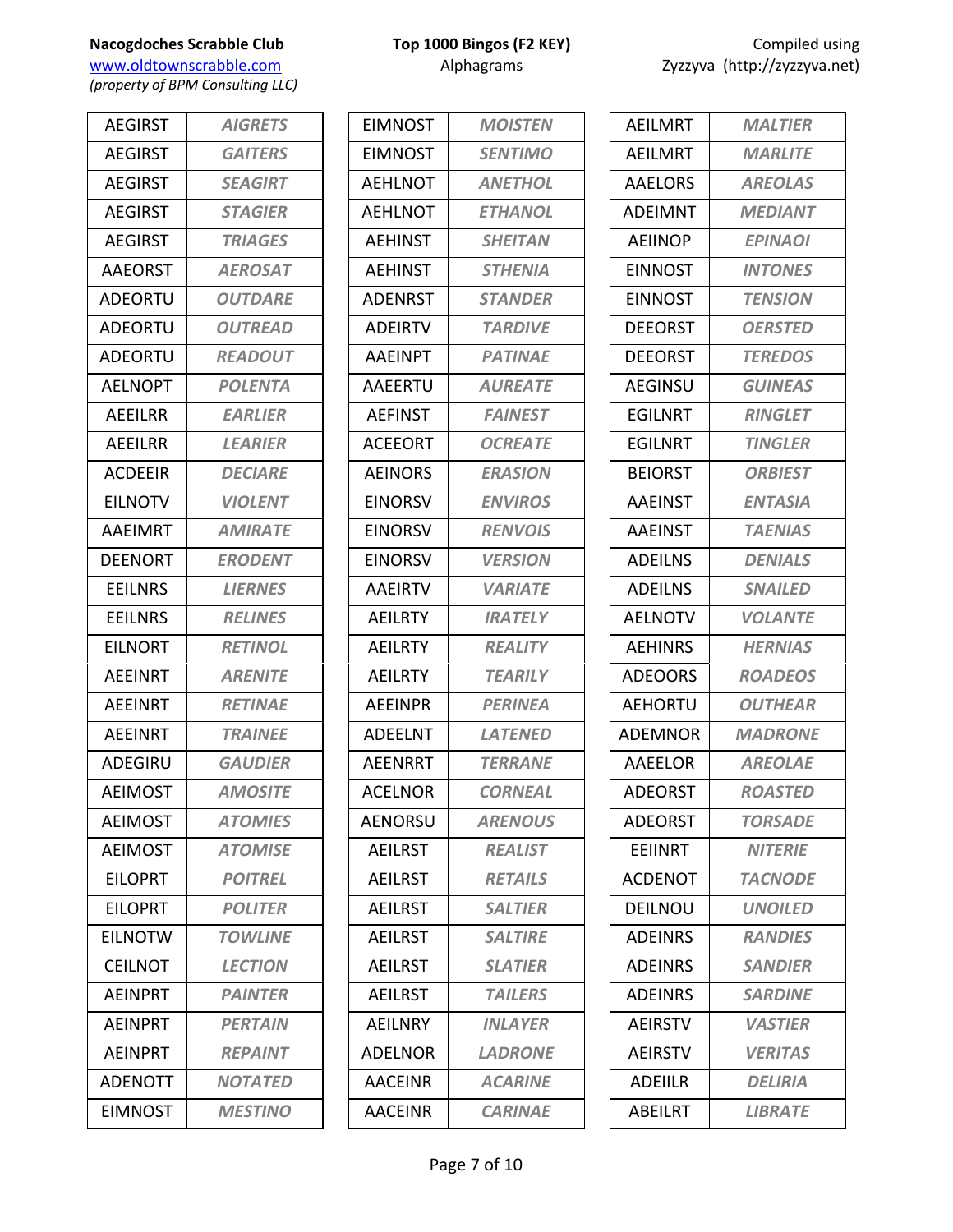**Nacogdoches Scrabble Club**
[www.oldtownscrabble.com](http://www.oldtownscrabble.com)
*(property of BPM Consulting LLC)*

**Top 1000 Bingos (F2 KEY)**
Alphagrams

Compiled using
Zyzzyva (http://zyzzyva.net)

| Alphagram | Word |
|---|---|
| AEGIRST | ***AIGRETS*** |
| AEGIRST | ***GAITERS*** |
| AEGIRST | ***SEAGIRT*** |
| AEGIRST | ***STAGIER*** |
| AEGIRST | ***TRIAGES*** |
| AAEORST | ***AEROSAT*** |
| ADEORTU | ***OUTDARE*** |
| ADEORTU | ***OUTREAD*** |
| ADEORTU | ***READOUT*** |
| AELNOPT | ***POLENTA*** |
| AEEILRR | ***EARLIER*** |
| AEEILRR | ***LEARIER*** |
| ACDEEIR | ***DECIARE*** |
| EILNOTV | ***VIOLENT*** |
| AAEIMRT | ***AMIRATE*** |
| DEENORT | ***ERODENT*** |
| EEILNRS | ***LIERNES*** |
| EEILNRS | ***RELINES*** |
| EILNORT | ***RETINOL*** |
| AEEINRT | ***ARENITE*** |
| AEEINRT | ***RETINAE*** |
| AEEINRT | ***TRAINEE*** |
| ADEGIRU | ***GAUDIER*** |
| AEIMOST | ***AMOSITE*** |
| AEIMOST | ***ATOMIES*** |
| AEIMOST | ***ATOMISE*** |
| EILOPRT | ***POITREL*** |
| EILOPRT | ***POLITER*** |
| EILNOTW | ***TOWLINE*** |
| CEILNOT | ***LECTION*** |
| AEINPRT | ***PAINTER*** |
| AEINPRT | ***PERTAIN*** |
| AEINPRT | ***REPAINT*** |
| ADENOTT | ***NOTATED*** |
| EIMNOST | ***MESTINO*** |
| EIMNOST | ***MOISTEN*** |
| EIMNOST | ***SENTIMO*** |
| AEHLNOT | ***ANETHOL*** |
| AEHLNOT | ***ETHANOL*** |
| AEHINST | ***SHEITAN*** |
| AEHINST | ***STHENIA*** |
| ADENRST | ***STANDER*** |
| ADEIRTV | ***TARDIVE*** |
| AAEINPT | ***PATINAE*** |
| AAEERTU | ***AUREATE*** |
| AEFINST | ***FAINEST*** |
| ACEEORT | ***OCREATE*** |
| AEINORS | ***ERASION*** |
| EINORSV | ***ENVIROS*** |
| EINORSV | ***RENVOIS*** |
| EINORSV | ***VERSION*** |
| AAEIRTV | ***VARIATE*** |
| AEILRTY | ***IRATELY*** |
| AEILRTY | ***REALITY*** |
| AEILRTY | ***TEARILY*** |
| AEEINPR | ***PERINEA*** |
| ADEELNT | ***LATENED*** |
| AEENRRT | ***TERRANE*** |
| ACELNOR | ***CORNEAL*** |
| AENORSU | ***ARENOUS*** |
| AEILRST | ***REALIST*** |
| AEILRST | ***RETAILS*** |
| AEILRST | ***SALTIER*** |
| AEILRST | ***SALTIRE*** |
| AEILRST | ***SLATIER*** |
| AEILRST | ***TAILERS*** |
| AEILNRY | ***INLAYER*** |
| ADELNOR | ***LADRONE*** |
| AACEINR | ***ACARINE*** |
| AACEINR | ***CARINAE*** |
| AEILMRT | ***MALTIER*** |
| AEILMRT | ***MARLITE*** |
| AAELORS | ***AREOLAS*** |
| ADEIMNT | ***MEDIANT*** |
| AEIINOP | ***EPINAOI*** |
| EINNOST | ***INTONES*** |
| EINNOST | ***TENSION*** |
| DEEORST | ***OERSTED*** |
| DEEORST | ***TEREDOS*** |
| AEGINSU | ***GUINEAS*** |
| EGILNRT | ***RINGLET*** |
| EGILNRT | ***TINGLER*** |
| BEIORST | ***ORBIEST*** |
| AAEINST | ***ENTASIA*** |
| AAEINST | ***TAENIAS*** |
| ADEILNS | ***DENIALS*** |
| ADEILNS | ***SNAILED*** |
| AELNOTV | ***VOLANTE*** |
| AEHINRS | ***HERNIAS*** |
| ADEOORS | ***ROADEOS*** |
| AEHORTU | ***OUTHEAR*** |
| ADEMNOR | ***MADRONE*** |
| AAEELOR | ***AREOLAE*** |
| ADEORST | ***ROASTED*** |
| ADEORST | ***TORSADE*** |
| EEIINRT | ***NITERIE*** |
| ACDENOT | ***TACNODE*** |
| DEILNOU | ***UNOILED*** |
| ADEINRS | ***RANDIES*** |
| ADEINRS | ***SANDIER*** |
| ADEINRS | ***SARDINE*** |
| AEIRSTV | ***VASTIER*** |
| AEIRSTV | ***VERITAS*** |
| ADEIILR | ***DELIRIA*** |
| ABEILRT | ***LIBRATE*** |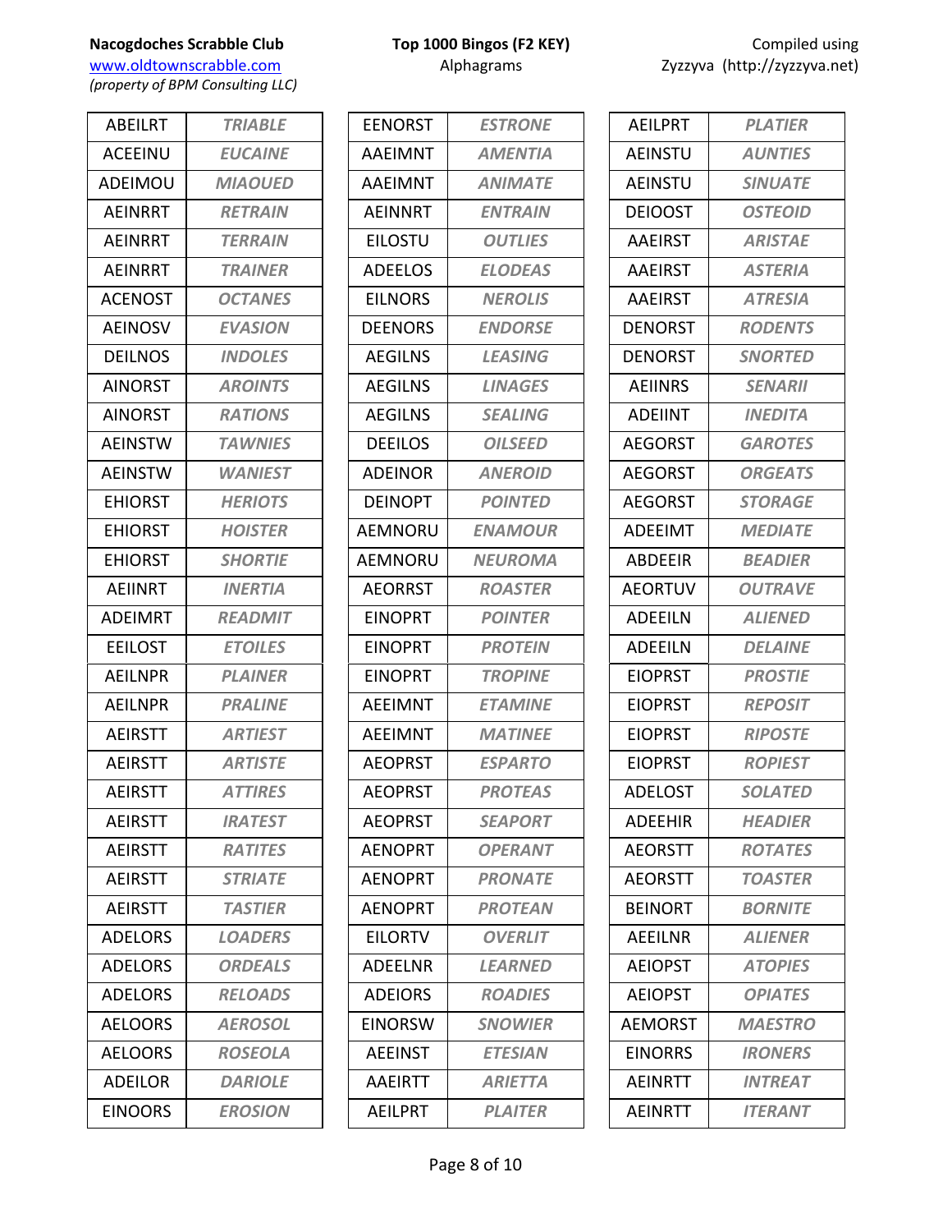**Nacogdoches Scrabble Club**
www.oldtownscrabble.com
*(property of BPM Consulting LLC)*

**Top 1000 Bingos (F2 KEY)**
Alphagrams

Compiled using
Zyzzyva (http://zyzzyva.net)

| Alphagram | Word |
|---|---|
| ABEILRT | *TRIABLE* |
| ACEEINU | *EUCAINE* |
| ADEIMOU | *MIAOUED* |
| AEINRRT | *RETRAIN* |
| AEINRRT | *TERRAIN* |
| AEINRRT | *TRAINER* |
| ACENOST | *OCTANES* |
| AEINOSV | *EVASION* |
| DEILNOS | *INDOLES* |
| AINORST | *AROINTS* |
| AINORST | *RATIONS* |
| AEINSTW | *TAWNIES* |
| AEINSTW | *WANIEST* |
| EHIORST | *HERIOTS* |
| EHIORST | *HOISTER* |
| EHIORST | *SHORTIE* |
| AEIINRT | *INERTIA* |
| ADEIMRT | *READMIT* |
| EEILOST | *ETOILES* |
| AEILNPR | *PLAINER* |
| AEILNPR | *PRALINE* |
| AEIRSTT | *ARTIEST* |
| AEIRSTT | *ARTISTE* |
| AEIRSTT | *ATTIRES* |
| AEIRSTT | *IRATEST* |
| AEIRSTT | *RATITES* |
| AEIRSTT | *STRIATE* |
| AEIRSTT | *TASTIER* |
| ADELORS | *LOADERS* |
| ADELORS | *ORDEALS* |
| ADELORS | *RELOADS* |
| AELOORS | *AEROSOL* |
| AELOORS | *ROSEOLA* |
| ADEILOR | *DARIOLE* |
| EINOORS | *EROSION* |

| Alphagram | Word |
|---|---|
| EENORST | *ESTRONE* |
| AAEIMNT | *AMENTIA* |
| AAEIMNT | *ANIMATE* |
| AEINNRT | *ENTRAIN* |
| EILOSTU | *OUTLIES* |
| ADEELOS | *ELODEAS* |
| EILNORS | *NEROLIS* |
| DEENORS | *ENDORSE* |
| AEGILNS | *LEASING* |
| AEGILNS | *LINAGES* |
| AEGILNS | *SEALING* |
| DEEILOS | *OILSEED* |
| ADEINOR | *ANEROID* |
| DEINOPT | *POINTED* |
| AEMNORU | *ENAMOUR* |
| AEMNORU | *NEUROMA* |
| AEORRST | *ROASTER* |
| EINOPRT | *POINTER* |
| EINOPRT | *PROTEIN* |
| EINOPRT | *TROPINE* |
| AEEIMNT | *ETAMINE* |
| AEEIMNT | *MATINEE* |
| AEOPRST | *ESPARTO* |
| AEOPRST | *PROTEAS* |
| AEOPRST | *SEAPORT* |
| AENOPRT | *OPERANT* |
| AENOPRT | *PRONATE* |
| AENOPRT | *PROTEAN* |
| EILORTV | *OVERLIT* |
| ADEELNR | *LEARNED* |
| ADEIORS | *ROADIES* |
| EINORSW | *SNOWIER* |
| AEEINST | *ETESIAN* |
| AAEIRTT | *ARIETTA* |
| AEILPRT | *PLAITER* |

| Alphagram | Word |
|---|---|
| AEILPRT | *PLATIER* |
| AEINSTU | *AUNTIES* |
| AEINSTU | *SINUATE* |
| DEIOOST | *OSTEOID* |
| AAEIRST | *ARISTAE* |
| AAEIRST | *ASTERIA* |
| AAEIRST | *ATRESIA* |
| DENORST | *RODENTS* |
| DENORST | *SNORTED* |
| AEIINRS | *SENARII* |
| ADEIINT | *INEDITA* |
| AEGORST | *GAROTES* |
| AEGORST | *ORGEATS* |
| AEGORST | *STORAGE* |
| ADEEIMT | *MEDIATE* |
| ABDEEIR | *BEADIER* |
| AEORTUV | *OUTRAVE* |
| ADEEILN | *ALIENED* |
| ADEEILN | *DELAINE* |
| EIOPRST | *PROSTIE* |
| EIOPRST | *REPOSIT* |
| EIOPRST | *RIPOSTE* |
| EIOPRST | *ROPIEST* |
| ADELOST | *SOLATED* |
| ADEEHIR | *HEADIER* |
| AEORSTT | *ROTATES* |
| AEORSTT | *TOASTER* |
| BEINORT | *BORNITE* |
| AEEILNR | *ALIENER* |
| AEIOPST | *ATOPIES* |
| AEIOPST | *OPIATES* |
| AEMORST | *MAESTRO* |
| EINORRS | *IRONERS* |
| AEINRTT | *INTREAT* |
| AEINRTT | *ITERANT* |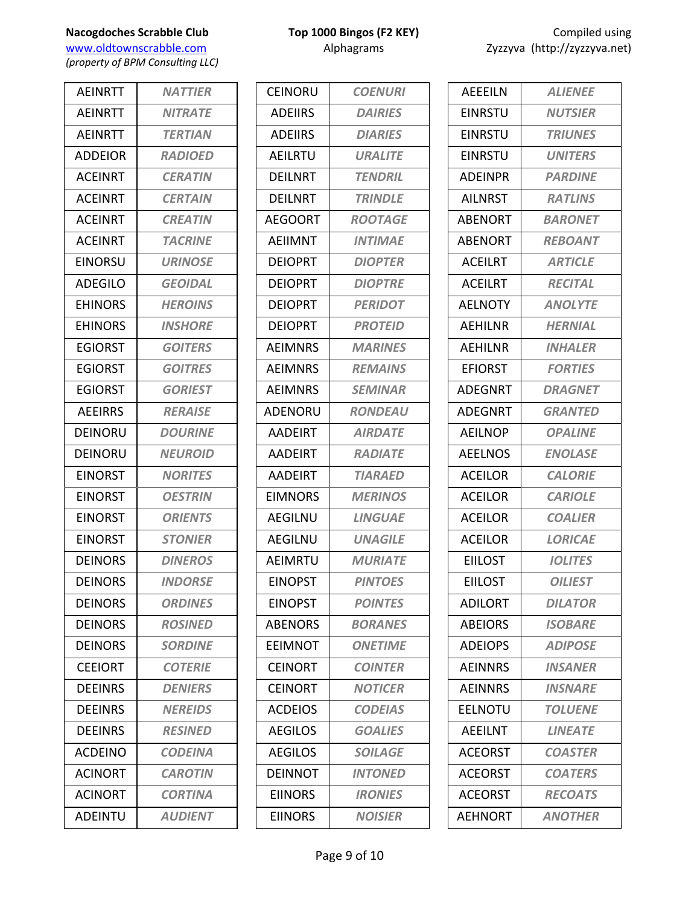| AEINRTT | *NATTIER* |
|---|---|
| AEINRTT | *NITRATE* |
| AEINRTT | *TERTIAN* |
| ADDEIOR | *RADIOED* |
| ACEINRT | *CERATIN* |
| ACEINRT | *CERTAIN* |
| ACEINRT | *CREATIN* |
| ACEINRT | *TACRINE* |
| EINORSU | *URINOSE* |
| ADEGILO | *GEOIDAL* |
| EHINORS | *HEROINS* |
| EHINORS | *INSHORE* |
| EGIORST | *GOITERS* |
| EGIORST | *GOITRES* |
| EGIORST | *GORIEST* |
| AEEIRRS | *RERAISE* |
| DEINORU | *DOURINE* |
| DEINORU | *NEUROID* |
| EINORST | *NORITES* |
| EINORST | *OESTRIN* |
| EINORST | *ORIENTS* |
| EINORST | *STONIER* |
| DEINORS | *DINEROS* |
| DEINORS | *INDORSE* |
| DEINORS | *ORDINES* |
| DEINORS | *ROSINED* |
| DEINORS | *SORDINE* |
| CEEIORT | *COTERIE* |
| DEEINRS | *DENIERS* |
| DEEINRS | *NEREIDS* |
| DEEINRS | *RESINED* |
| ACDEINO | *CODEINA* |
| ACINORT | *CAROTIN* |
| ACINORT | *CORTINA* |
| ADEINTU | *AUDIENT* |

| CEINORU | *COENURI* |
|---|---|
| ADEIIRS | *DAIRIES* |
| ADEIIRS | *DIARIES* |
| AEILRTU | *URALITE* |
| DEILNRT | *TENDRIL* |
| DEILNRT | *TRINDLE* |
| AEGOORT | *ROOTAGE* |
| AEIIMNT | *INTIMAE* |
| DEIOPRT | *DIOPTER* |
| DEIOPRT | *DIOPTRE* |
| DEIOPRT | *PERIDOT* |
| DEIOPRT | *PROTEID* |
| AEIMNRS | *MARINES* |
| AEIMNRS | *REMAINS* |
| AEIMNRS | *SEMINAR* |
| ADENORU | *RONDEAU* |
| AADEIRT | *AIRDATE* |
| AADEIRT | *RADIATE* |
| AADEIRT | *TIARAED* |
| EIMNORS | *MERINOS* |
| AEGILNU | *LINGUAE* |
| AEGILNU | *UNAGILE* |
| AEIMRTU | *MURIATE* |
| EINOPST | *PINTOES* |
| EINOPST | *POINTES* |
| ABENORS | *BORANES* |
| EEIMNOT | *ONETIME* |
| CEINORT | *COINTER* |
| CEINORT | *NOTICER* |
| ACDEIOS | *CODEIAS* |
| AEGILOS | *GOALIES* |
| AEGILOS | *SOILAGE* |
| DEINNOT | *INTONED* |
| EIINORS | *IRONIES* |
| EIINORS | *NOISIER* |

| AEEEILN | *ALIENEE* |
|---|---|
| EINRSTU | *NUTSIER* |
| EINRSTU | *TRIUNES* |
| EINRSTU | *UNITERS* |
| ADEINPR | *PARDINE* |
| AILNRST | *RATLINS* |
| ABENORT | *BARONET* |
| ABENORT | *REBOANT* |
| ACEILRT | *ARTICLE* |
| ACEILRT | *RECITAL* |
| AELNOTY | *ANOLYTE* |
| AEHILNR | *HERNIAL* |
| AEHILNR | *INHALER* |
| EFIORST | *FORTIES* |
| ADEGNRT | *DRAGNET* |
| ADEGNRT | *GRANTED* |
| AEILNOP | *OPALINE* |
| AEELNOS | *ENOLASE* |
| ACEILOR | *CALORIE* |
| ACEILOR | *CARIOLE* |
| ACEILOR | *COALIER* |
| ACEILOR | *LORICAE* |
| EIILOST | *IOLITES* |
| EIILOST | *OILIEST* |
| ADILORT | *DILATOR* |
| ABEIORS | *ISOBARE* |
| ADEIOPS | *ADIPOSE* |
| AEINNRS | *INSANER* |
| AEINNRS | *INSNARE* |
| EELNOTU | *TOLUENE* |
| AEEILNT | *LINEATE* |
| ACEORST | *COASTER* |
| ACEORST | *COATERS* |
| ACEORST | *RECOATS* |
| AEHNORT | *ANOTHER* |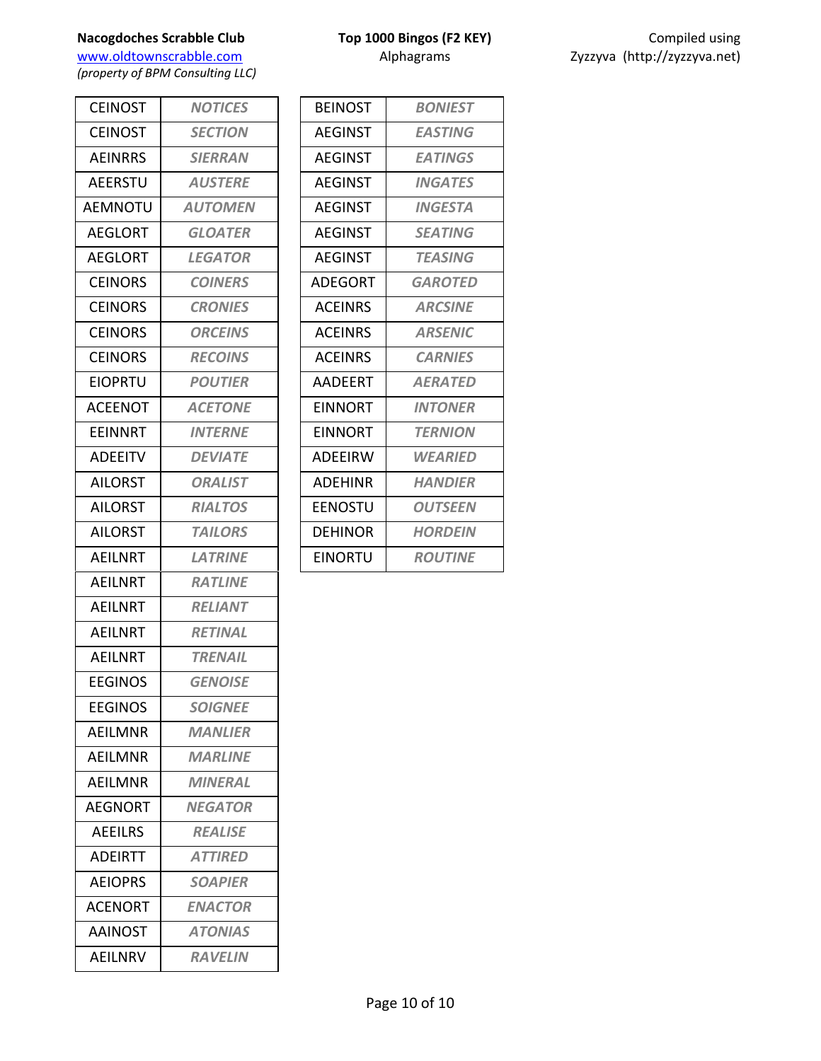**Nacogdoches Scrabble Club**
www.oldtownscrabble.com
*(property of BPM Consulting LLC)*

**Top 1000 Bingos (F2 KEY)**
Alphagrams

Compiled using
Zyzzyva (http://zyzzyva.net)

| | |
|---|---|
| CEINOST | *NOTICES* |
| CEINOST | *SECTION* |
| AEINRRS | *SIERRAN* |
| AEERSTU | *AUSTERE* |
| AEMNOTU | *AUTOMEN* |
| AEGLORT | *GLOATER* |
| AEGLORT | *LEGATOR* |
| CEINORS | *COINERS* |
| CEINORS | *CRONIES* |
| CEINORS | *ORCEINS* |
| CEINORS | *RECOINS* |
| EIOPRTU | *POUTIER* |
| ACEENOT | *ACETONE* |
| EEINNRT | *INTERNE* |
| ADEEITV | *DEVIATE* |
| AILORST | *ORALIST* |
| AILORST | *RIALTOS* |
| AILORST | *TAILORS* |
| AEILNRT | *LATRINE* |
| AEILNRT | *RATLINE* |
| AEILNRT | *RELIANT* |
| AEILNRT | *RETINAL* |
| AEILNRT | *TRENAIL* |
| EEGINOS | *GENOISE* |
| EEGINOS | *SOIGNEE* |
| AEILMNR | *MANLIER* |
| AEILMNR | *MARLINE* |
| AEILMNR | *MINERAL* |
| AEGNORT | *NEGATOR* |
| AEEILRS | *REALISE* |
| ADEIRTT | *ATTIRED* |
| AEIOPRS | *SOAPIER* |
| ACENORT | *ENACTOR* |
| AAINOST | *ATONIAS* |
| AEILNRV | *RAVELIN* |
| BEINOST | *BONIEST* |
| AEGINST | *EASTING* |
| AEGINST | *EATINGS* |
| AEGINST | *INGATES* |
| AEGINST | *INGESTA* |
| AEGINST | *SEATING* |
| AEGINST | *TEASING* |
| ADEGORT | *GAROTED* |
| ACEINRS | *ARCSINE* |
| ACEINRS | *ARSENIC* |
| ACEINRS | *CARNIES* |
| AADEERT | *AERATED* |
| EINNORT | *INTONER* |
| EINNORT | *TERNION* |
| ADEEIRW | *WEARIED* |
| ADEHINR | *HANDIER* |
| EENOSTU | *OUTSEEN* |
| DEHINOR | *HORDEIN* |
| EINORTU | *ROUTINE* |